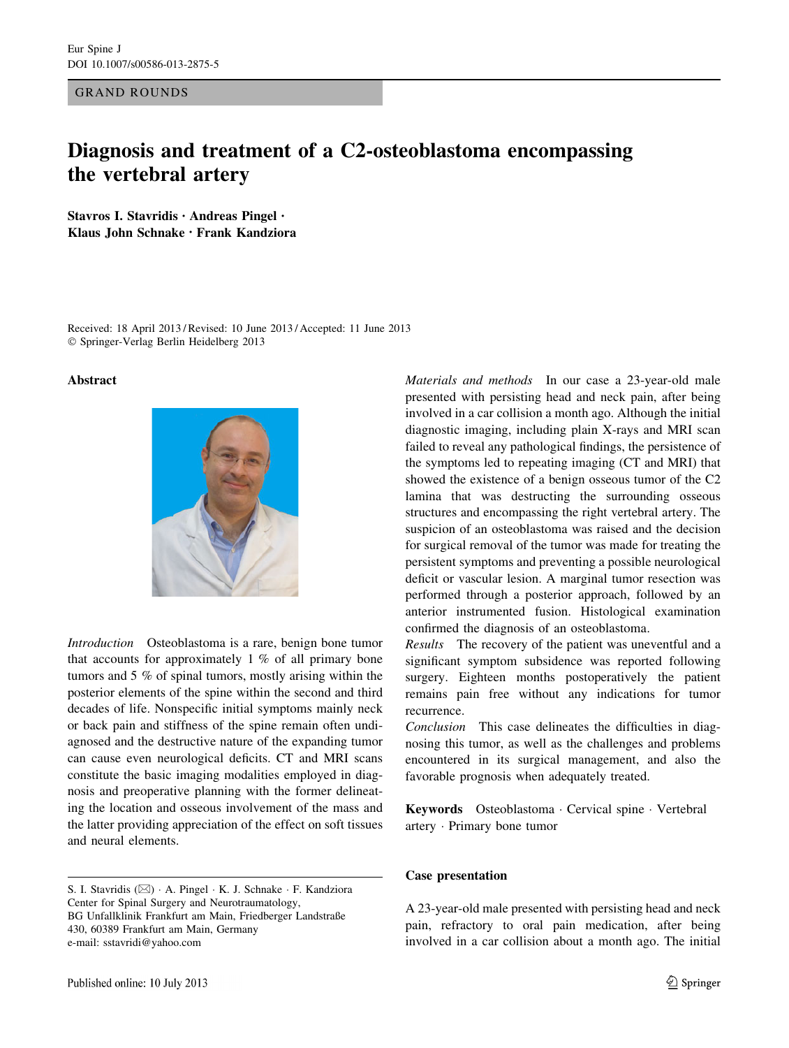GRAND ROUNDS

# Diagnosis and treatment of a C2-osteoblastoma encompassing the vertebral artery

**Stavros I. Stavridis · Andreas Pingel · Klaus John Schnake · Frank Kandziora**

Received: 18 April 2013 / Revised: 10 June 2013 / Accepted: 11 June 2013
© Springer-Verlag Berlin Heidelberg 2013

**Abstract**

*Introduction* Osteoblastoma is a rare, benign bone tumor that accounts for approximately 1 % of all primary bone tumors and 5 % of spinal tumors, mostly arising within the posterior elements of the spine within the second and third decades of life. Nonspecific initial symptoms mainly neck or back pain and stiffness of the spine remain often undiagnosed and the destructive nature of the expanding tumor can cause even neurological deficits. CT and MRI scans constitute the basic imaging modalities employed in diagnosis and preoperative planning with the former delineating the location and osseous involvement of the mass and the latter providing appreciation of the effect on soft tissues and neural elements.

*Materials and methods* In our case a 23-year-old male presented with persisting head and neck pain, after being involved in a car collision a month ago. Although the initial diagnostic imaging, including plain X-rays and MRI scan failed to reveal any pathological findings, the persistence of the symptoms led to repeating imaging (CT and MRI) that showed the existence of a benign osseous tumor of the C2 lamina that was destructing the surrounding osseous structures and encompassing the right vertebral artery. The suspicion of an osteoblastoma was raised and the decision for surgical removal of the tumor was made for treating the persistent symptoms and preventing a possible neurological deficit or vascular lesion. A marginal tumor resection was performed through a posterior approach, followed by an anterior instrumented fusion. Histological examination confirmed the diagnosis of an osteoblastoma.

*Results* The recovery of the patient was uneventful and a significant symptom subsidence was reported following surgery. Eighteen months postoperatively the patient remains pain free without any indications for tumor recurrence.

*Conclusion* This case delineates the difficulties in diagnosing this tumor, as well as the challenges and problems encountered in its surgical management, and also the favorable prognosis when adequately treated.

**Keywords** Osteoblastoma · Cervical spine · Vertebral artery · Primary bone tumor

S. I. Stavridis (✉) · A. Pingel · K. J. Schnake · F. Kandziora
Center for Spinal Surgery and Neurotraumatology,
BG Unfallklinik Frankfurt am Main, Friedberger Landstraße
430, 60389 Frankfurt am Main, Germany
e-mail: sstavridi@yahoo.com

## Case presentation

A 23-year-old male presented with persisting head and neck pain, refractory to oral pain medication, after being involved in a car collision about a month ago. The initial

Published online: 10 July 2013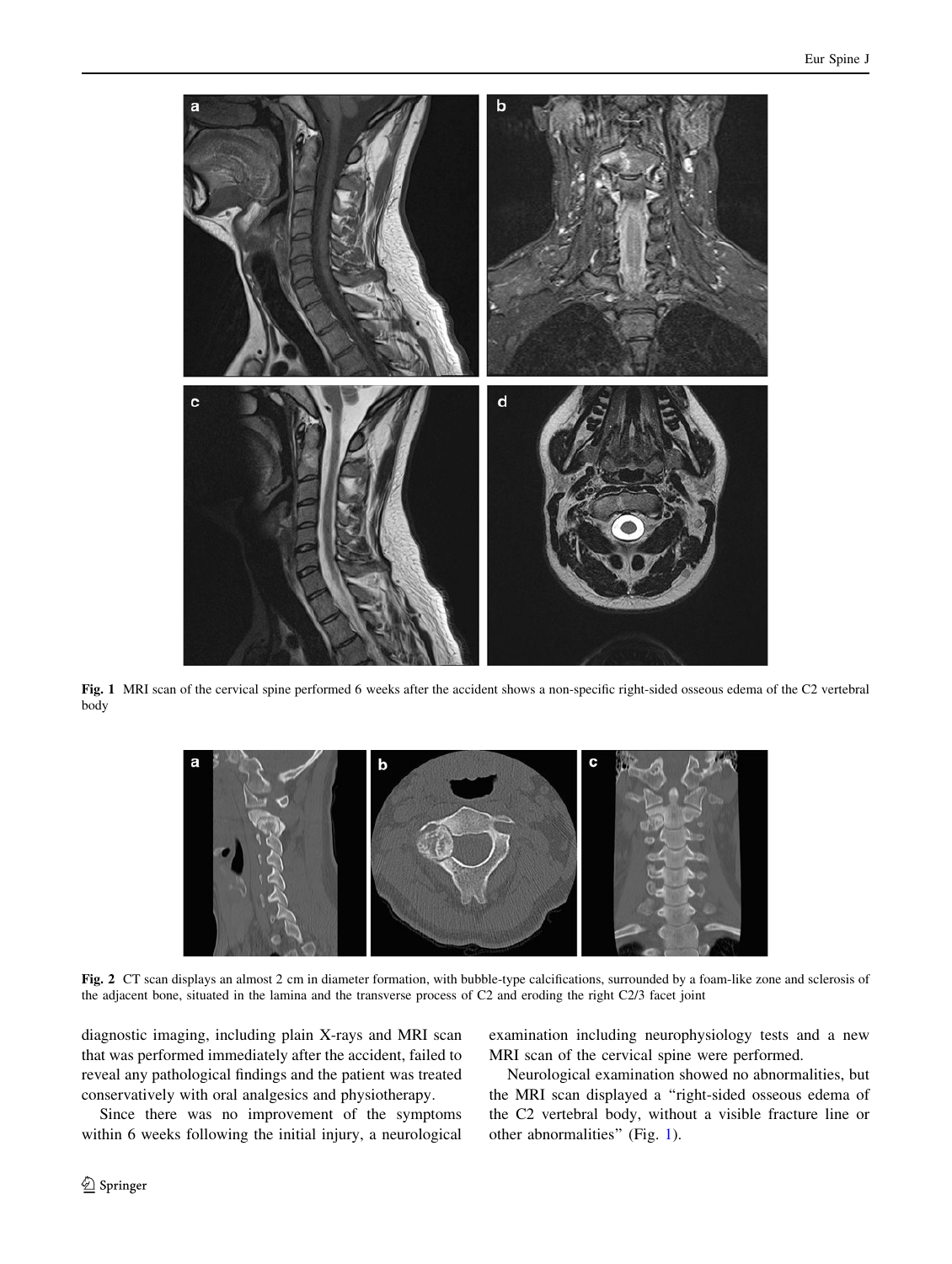Fig. 1 MRI scan of the cervical spine performed 6 weeks after the accident shows a non-specific right-sided osseous edema of the C2 vertebral body

Fig. 2 CT scan displays an almost 2 cm in diameter formation, with bubble-type calcifications, surrounded by a foam-like zone and sclerosis of the adjacent bone, situated in the lamina and the transverse process of C2 and eroding the right C2/3 facet joint

diagnostic imaging, including plain X-rays and MRI scan that was performed immediately after the accident, failed to reveal any pathological findings and the patient was treated conservatively with oral analgesics and physiotherapy.

Since there was no improvement of the symptoms within 6 weeks following the initial injury, a neurological examination including neurophysiology tests and a new MRI scan of the cervical spine were performed.

Neurological examination showed no abnormalities, but the MRI scan displayed a "right-sided osseous edema of the C2 vertebral body, without a visible fracture line or other abnormalities" (Fig. 1).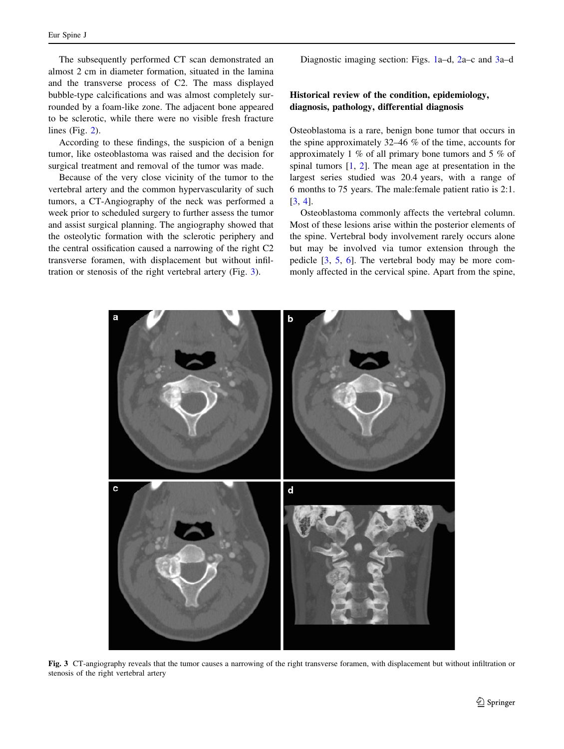The subsequently performed CT scan demonstrated an almost 2 cm in diameter formation, situated in the lamina and the transverse process of C2. The mass displayed bubble-type calcifications and was almost completely surrounded by a foam-like zone. The adjacent bone appeared to be sclerotic, while there were no visible fresh fracture lines (Fig. 2).

According to these findings, the suspicion of a benign tumor, like osteoblastoma was raised and the decision for surgical treatment and removal of the tumor was made.

Because of the very close vicinity of the tumor to the vertebral artery and the common hypervascularity of such tumors, a CT-Angiography of the neck was performed a week prior to scheduled surgery to further assess the tumor and assist surgical planning. The angiography showed that the osteolytic formation with the sclerotic periphery and the central ossification caused a narrowing of the right C2 transverse foramen, with displacement but without infiltration or stenosis of the right vertebral artery (Fig. 3).

Diagnostic imaging section: Figs. 1a–d, 2a–c and 3a–d

## Historical review of the condition, epidemiology, diagnosis, pathology, differential diagnosis

Osteoblastoma is a rare, benign bone tumor that occurs in the spine approximately 32–46 % of the time, accounts for approximately 1 % of all primary bone tumors and 5 % of spinal tumors [1, 2]. The mean age at presentation in the largest series studied was 20.4 years, with a range of 6 months to 75 years. The male:female patient ratio is 2:1. [3, 4].

Osteoblastoma commonly affects the vertebral column. Most of these lesions arise within the posterior elements of the spine. Vertebral body involvement rarely occurs alone but may be involved via tumor extension through the pedicle [3, 5, 6]. The vertebral body may be more commonly affected in the cervical spine. Apart from the spine,

**Fig. 3** CT-angiography reveals that the tumor causes a narrowing of the right transverse foramen, with displacement but without infiltration or stenosis of the right vertebral artery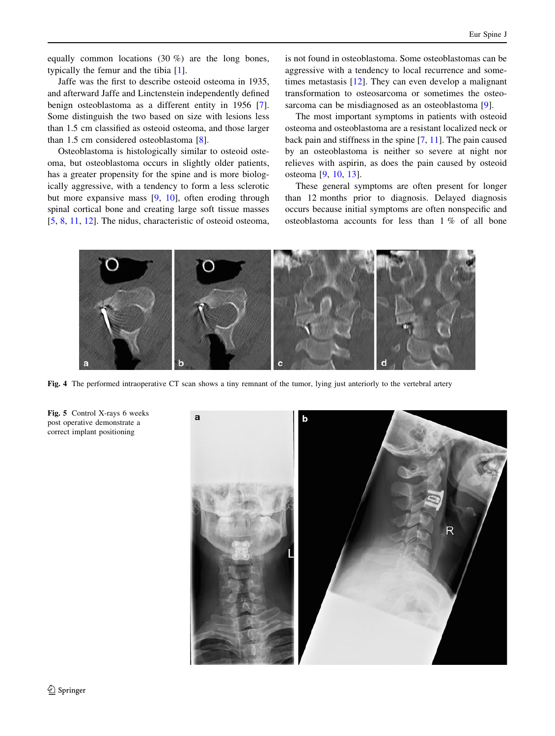equally common locations (30 %) are the long bones, typically the femur and the tibia [1].

Jaffe was the first to describe osteoid osteoma in 1935, and afterward Jaffe and Linctenstein independently defined benign osteoblastoma as a different entity in 1956 [7]. Some distinguish the two based on size with lesions less than 1.5 cm classified as osteoid osteoma, and those larger than 1.5 cm considered osteoblastoma [8].

Osteoblastoma is histologically similar to osteoid osteoma, but osteoblastoma occurs in slightly older patients, has a greater propensity for the spine and is more biologically aggressive, with a tendency to form a less sclerotic but more expansive mass [9, 10], often eroding through spinal cortical bone and creating large soft tissue masses [5, 8, 11, 12]. The nidus, characteristic of osteoid osteoma, is not found in osteoblastoma. Some osteoblastomas can be aggressive with a tendency to local recurrence and sometimes metastasis [12]. They can even develop a malignant transformation to osteosarcoma or sometimes the osteosarcoma can be misdiagnosed as an osteoblastoma [9].

The most important symptoms in patients with osteoid osteoma and osteoblastoma are a resistant localized neck or back pain and stiffness in the spine [7, 11]. The pain caused by an osteoblastoma is neither so severe at night nor relieves with aspirin, as does the pain caused by osteoid osteoma [9, 10, 13].

These general symptoms are often present for longer than 12 months prior to diagnosis. Delayed diagnosis occurs because initial symptoms are often nonspecific and osteoblastoma accounts for less than 1 % of all bone

**Fig. 4** The performed intraoperative CT scan shows a tiny remnant of the tumor, lying just anteriorly to the vertebral artery

**Fig. 5** Control X-rays 6 weeks post operative demonstrate a correct implant positioning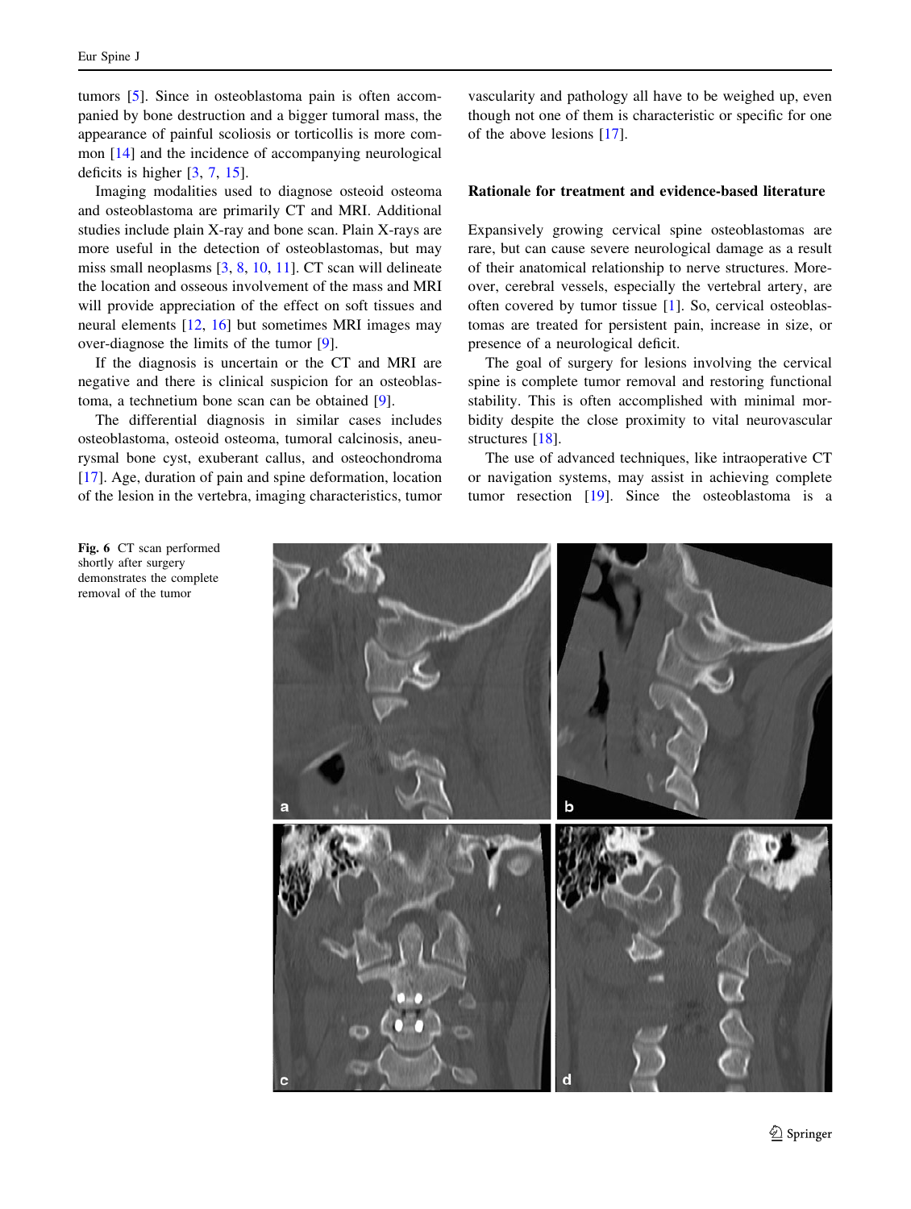tumors [5]. Since in osteoblastoma pain is often accompanied by bone destruction and a bigger tumoral mass, the appearance of painful scoliosis or torticollis is more common [14] and the incidence of accompanying neurological deficits is higher [3, 7, 15].

Imaging modalities used to diagnose osteoid osteoma and osteoblastoma are primarily CT and MRI. Additional studies include plain X-ray and bone scan. Plain X-rays are more useful in the detection of osteoblastomas, but may miss small neoplasms [3, 8, 10, 11]. CT scan will delineate the location and osseous involvement of the mass and MRI will provide appreciation of the effect on soft tissues and neural elements [12, 16] but sometimes MRI images may over-diagnose the limits of the tumor [9].

If the diagnosis is uncertain or the CT and MRI are negative and there is clinical suspicion for an osteoblastoma, a technetium bone scan can be obtained [9].

The differential diagnosis in similar cases includes osteoblastoma, osteoid osteoma, tumoral calcinosis, aneurysmal bone cyst, exuberant callus, and osteochondroma [17]. Age, duration of pain and spine deformation, location of the lesion in the vertebra, imaging characteristics, tumor vascularity and pathology all have to be weighed up, even though not one of them is characteristic or specific for one of the above lesions [17].

## Rationale for treatment and evidence-based literature

Expansively growing cervical spine osteoblastomas are rare, but can cause severe neurological damage as a result of their anatomical relationship to nerve structures. Moreover, cerebral vessels, especially the vertebral artery, are often covered by tumor tissue [1]. So, cervical osteoblastomas are treated for persistent pain, increase in size, or presence of a neurological deficit.

The goal of surgery for lesions involving the cervical spine is complete tumor removal and restoring functional stability. This is often accomplished with minimal morbidity despite the close proximity to vital neurovascular structures [18].

The use of advanced techniques, like intraoperative CT or navigation systems, may assist in achieving complete tumor resection [19]. Since the osteoblastoma is a

**Fig. 6** CT scan performed shortly after surgery demonstrates the complete removal of the tumor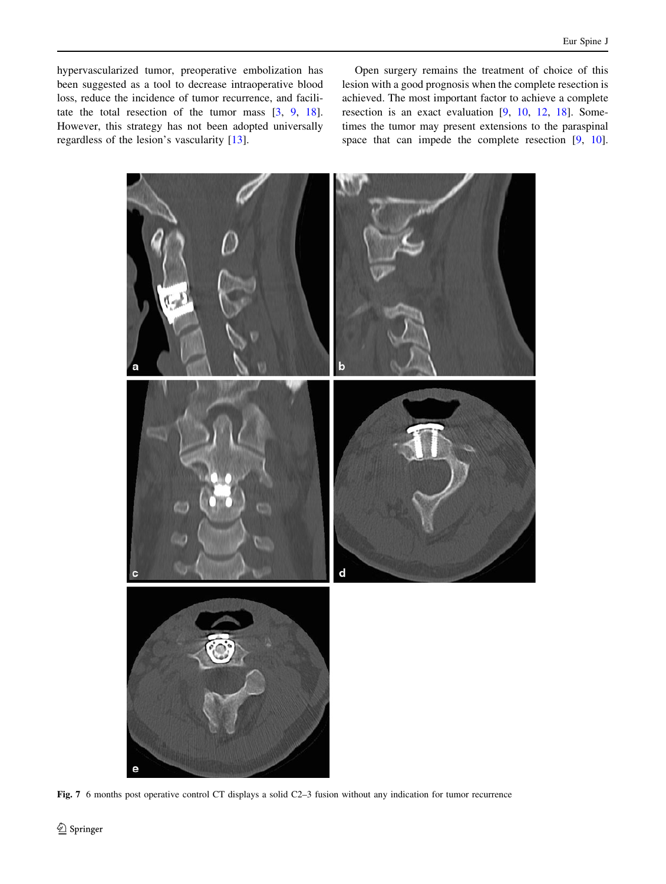hypervascularized tumor, preoperative embolization has been suggested as a tool to decrease intraoperative blood loss, reduce the incidence of tumor recurrence, and facilitate the total resection of the tumor mass [3, 9, 18]. However, this strategy has not been adopted universally regardless of the lesion's vascularity [13].

Open surgery remains the treatment of choice of this lesion with a good prognosis when the complete resection is achieved. The most important factor to achieve a complete resection is an exact evaluation [9, 10, 12, 18]. Sometimes the tumor may present extensions to the paraspinal space that can impede the complete resection [9, 10].

**Fig. 7** 6 months post operative control CT displays a solid C2–3 fusion without any indication for tumor recurrence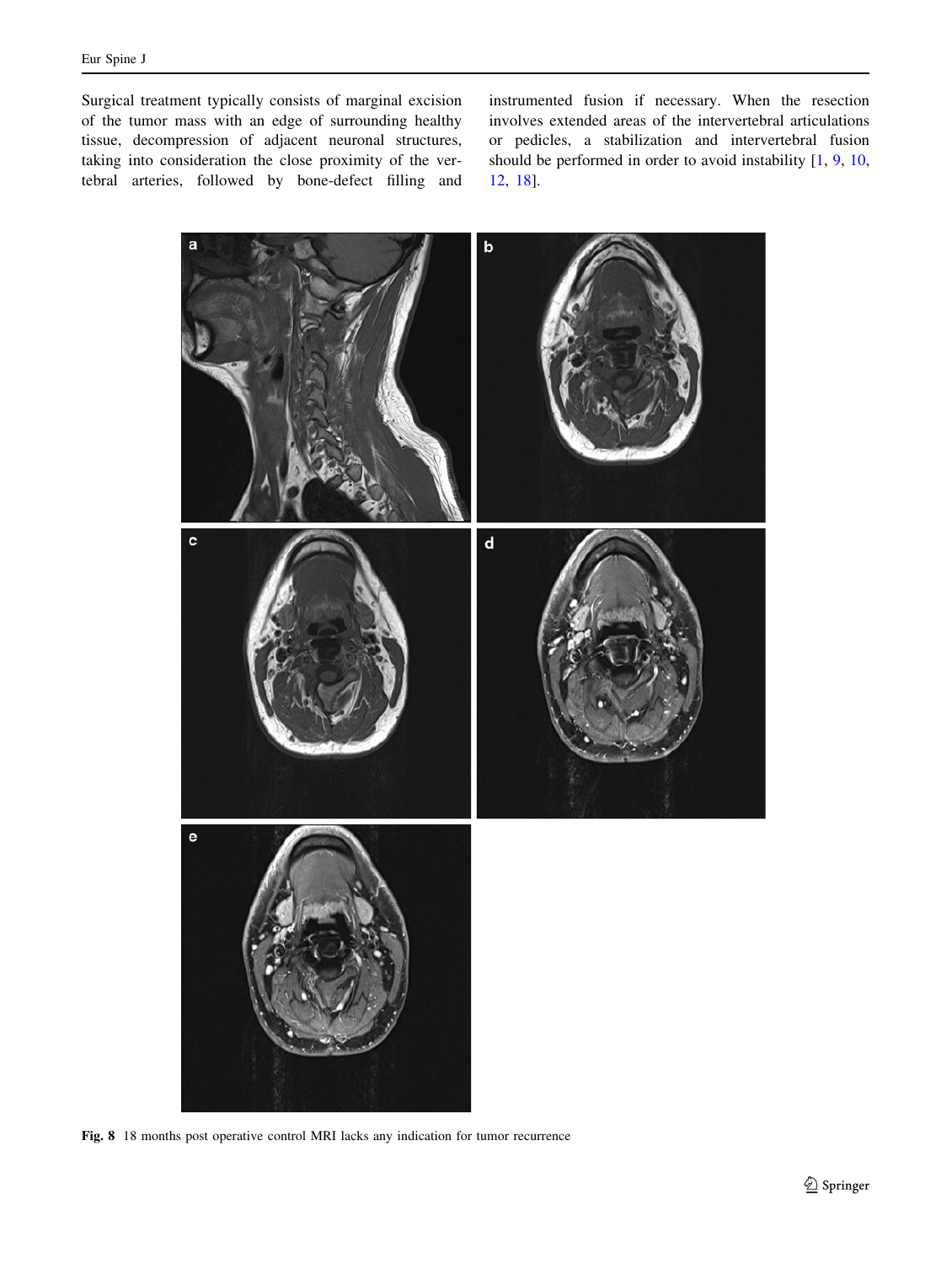Surgical treatment typically consists of marginal excision of the tumor mass with an edge of surrounding healthy tissue, decompression of adjacent neuronal structures, taking into consideration the close proximity of the vertebral arteries, followed by bone-defect filling and instrumented fusion if necessary. When the resection involves extended areas of the intervertebral articulations or pedicles, a stabilization and intervertebral fusion should be performed in order to avoid instability [1, 9, 10, 12, 18].

**Fig. 8** 18 months post operative control MRI lacks any indication for tumor recurrence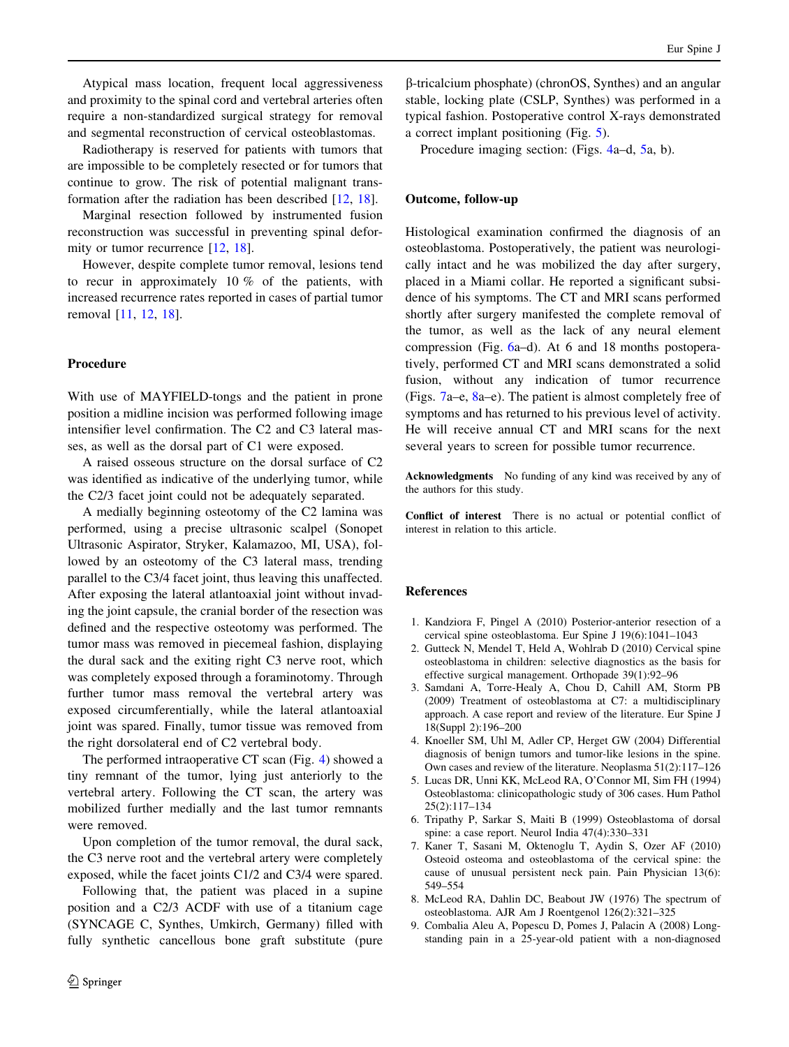Atypical mass location, frequent local aggressiveness and proximity to the spinal cord and vertebral arteries often require a non-standardized surgical strategy for removal and segmental reconstruction of cervical osteoblastomas.

Radiotherapy is reserved for patients with tumors that are impossible to be completely resected or for tumors that continue to grow. The risk of potential malignant transformation after the radiation has been described [12, 18].

Marginal resection followed by instrumented fusion reconstruction was successful in preventing spinal deformity or tumor recurrence [12, 18].

However, despite complete tumor removal, lesions tend to recur in approximately 10 % of the patients, with increased recurrence rates reported in cases of partial tumor removal [11, 12, 18].

## Procedure

With use of MAYFIELD-tongs and the patient in prone position a midline incision was performed following image intensifier level confirmation. The C2 and C3 lateral masses, as well as the dorsal part of C1 were exposed.

A raised osseous structure on the dorsal surface of C2 was identified as indicative of the underlying tumor, while the C2/3 facet joint could not be adequately separated.

A medially beginning osteotomy of the C2 lamina was performed, using a precise ultrasonic scalpel (Sonopet Ultrasonic Aspirator, Stryker, Kalamazoo, MI, USA), followed by an osteotomy of the C3 lateral mass, trending parallel to the C3/4 facet joint, thus leaving this unaffected. After exposing the lateral atlantoaxial joint without invading the joint capsule, the cranial border of the resection was defined and the respective osteotomy was performed. The tumor mass was removed in piecemeal fashion, displaying the dural sack and the exiting right C3 nerve root, which was completely exposed through a foraminotomy. Through further tumor mass removal the vertebral artery was exposed circumferentially, while the lateral atlantoaxial joint was spared. Finally, tumor tissue was removed from the right dorsolateral end of C2 vertebral body.

The performed intraoperative CT scan (Fig. 4) showed a tiny remnant of the tumor, lying just anteriorly to the vertebral artery. Following the CT scan, the artery was mobilized further medially and the last tumor remnants were removed.

Upon completion of the tumor removal, the dural sack, the C3 nerve root and the vertebral artery were completely exposed, while the facet joints C1/2 and C3/4 were spared.

Following that, the patient was placed in a supine position and a C2/3 ACDF with use of a titanium cage (SYNCAGE C, Synthes, Umkirch, Germany) filled with fully synthetic cancellous bone graft substitute (pure β-tricalcium phosphate) (chronOS, Synthes) and an angular stable, locking plate (CSLP, Synthes) was performed in a typical fashion. Postoperative control X-rays demonstrated a correct implant positioning (Fig. 5).

Procedure imaging section: (Figs. 4a–d, 5a, b).

## Outcome, follow-up

Histological examination confirmed the diagnosis of an osteoblastoma. Postoperatively, the patient was neurologically intact and he was mobilized the day after surgery, placed in a Miami collar. He reported a significant subsidence of his symptoms. The CT and MRI scans performed shortly after surgery manifested the complete removal of the tumor, as well as the lack of any neural element compression (Fig. 6a–d). At 6 and 18 months postoperatively, performed CT and MRI scans demonstrated a solid fusion, without any indication of tumor recurrence (Figs. 7a–e, 8a–e). The patient is almost completely free of symptoms and has returned to his previous level of activity. He will receive annual CT and MRI scans for the next several years to screen for possible tumor recurrence.

**Acknowledgments** No funding of any kind was received by any of the authors for this study.

**Conflict of interest** There is no actual or potential conflict of interest in relation to this article.

## References

1. Kandziora F, Pingel A (2010) Posterior-anterior resection of a cervical spine osteoblastoma. Eur Spine J 19(6):1041–1043
2. Gutteck N, Mendel T, Held A, Wohlrab D (2010) Cervical spine osteoblastoma in children: selective diagnostics as the basis for effective surgical management. Orthopade 39(1):92–96
3. Samdani A, Torre-Healy A, Chou D, Cahill AM, Storm PB (2009) Treatment of osteoblastoma at C7: a multidisciplinary approach. A case report and review of the literature. Eur Spine J 18(Suppl 2):196–200
4. Knoeller SM, Uhl M, Adler CP, Herget GW (2004) Differential diagnosis of benign tumors and tumor-like lesions in the spine. Own cases and review of the literature. Neoplasma 51(2):117–126
5. Lucas DR, Unni KK, McLeod RA, O'Connor MI, Sim FH (1994) Osteoblastoma: clinicopathologic study of 306 cases. Hum Pathol 25(2):117–134
6. Tripathy P, Sarkar S, Maiti B (1999) Osteoblastoma of dorsal spine: a case report. Neurol India 47(4):330–331
7. Kaner T, Sasani M, Oktenoglu T, Aydin S, Ozer AF (2010) Osteoid osteoma and osteoblastoma of the cervical spine: the cause of unusual persistent neck pain. Pain Physician 13(6): 549–554
8. McLeod RA, Dahlin DC, Beabout JW (1976) The spectrum of osteoblastoma. AJR Am J Roentgenol 126(2):321–325
9. Combalia Aleu A, Popescu D, Pomes J, Palacin A (2008) Long-standing pain in a 25-year-old patient with a non-diagnosed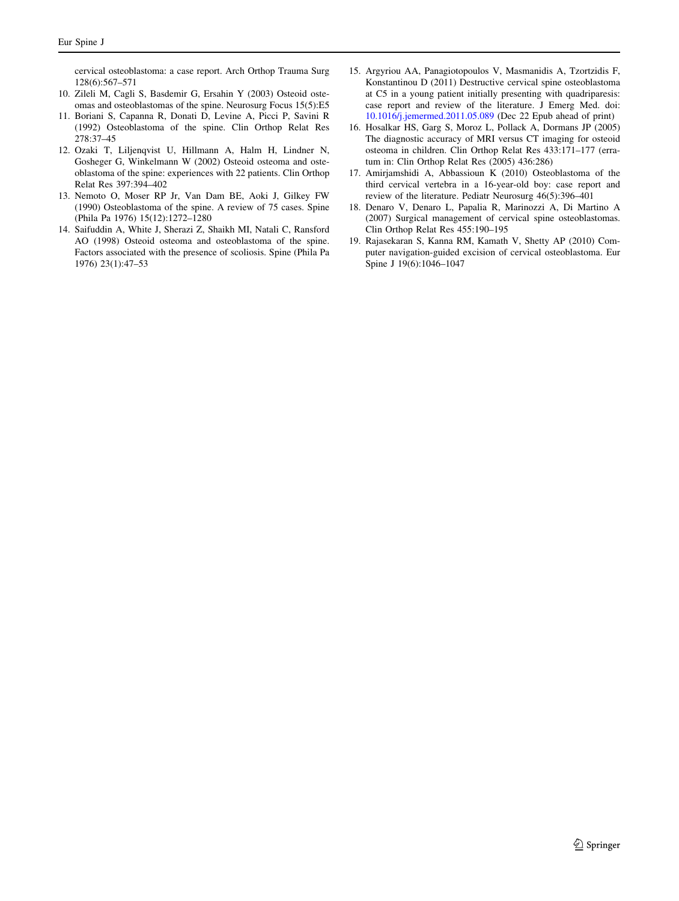cervical osteoblastoma: a case report. Arch Orthop Trauma Surg 128(6):567–571

10. Zileli M, Cagli S, Basdemir G, Ersahin Y (2003) Osteoid osteomas and osteoblastomas of the spine. Neurosurg Focus 15(5):E5
11. Boriani S, Capanna R, Donati D, Levine A, Picci P, Savini R (1992) Osteoblastoma of the spine. Clin Orthop Relat Res 278:37–45
12. Ozaki T, Liljenqvist U, Hillmann A, Halm H, Lindner N, Gosheger G, Winkelmann W (2002) Osteoid osteoma and osteoblastoma of the spine: experiences with 22 patients. Clin Orthop Relat Res 397:394–402
13. Nemoto O, Moser RP Jr, Van Dam BE, Aoki J, Gilkey FW (1990) Osteoblastoma of the spine. A review of 75 cases. Spine (Phila Pa 1976) 15(12):1272–1280
14. Saifuddin A, White J, Sherazi Z, Shaikh MI, Natali C, Ransford AO (1998) Osteoid osteoma and osteoblastoma of the spine. Factors associated with the presence of scoliosis. Spine (Phila Pa 1976) 23(1):47–53
15. Argyriou AA, Panagiotopoulos V, Masmanidis A, Tzortzidis F, Konstantinou D (2011) Destructive cervical spine osteoblastoma at C5 in a young patient initially presenting with quadriparesis: case report and review of the literature. J Emerg Med. doi: 10.1016/j.jemermed.2011.05.089 (Dec 22 Epub ahead of print)
16. Hosalkar HS, Garg S, Moroz L, Pollack A, Dormans JP (2005) The diagnostic accuracy of MRI versus CT imaging for osteoid osteoma in children. Clin Orthop Relat Res 433:171–177 (erratum in: Clin Orthop Relat Res (2005) 436:286)
17. Amirjamshidi A, Abbassioun K (2010) Osteoblastoma of the third cervical vertebra in a 16-year-old boy: case report and review of the literature. Pediatr Neurosurg 46(5):396–401
18. Denaro V, Denaro L, Papalia R, Marinozzi A, Di Martino A (2007) Surgical management of cervical spine osteoblastomas. Clin Orthop Relat Res 455:190–195
19. Rajasekaran S, Kanna RM, Kamath V, Shetty AP (2010) Computer navigation-guided excision of cervical osteoblastoma. Eur Spine J 19(6):1046–1047